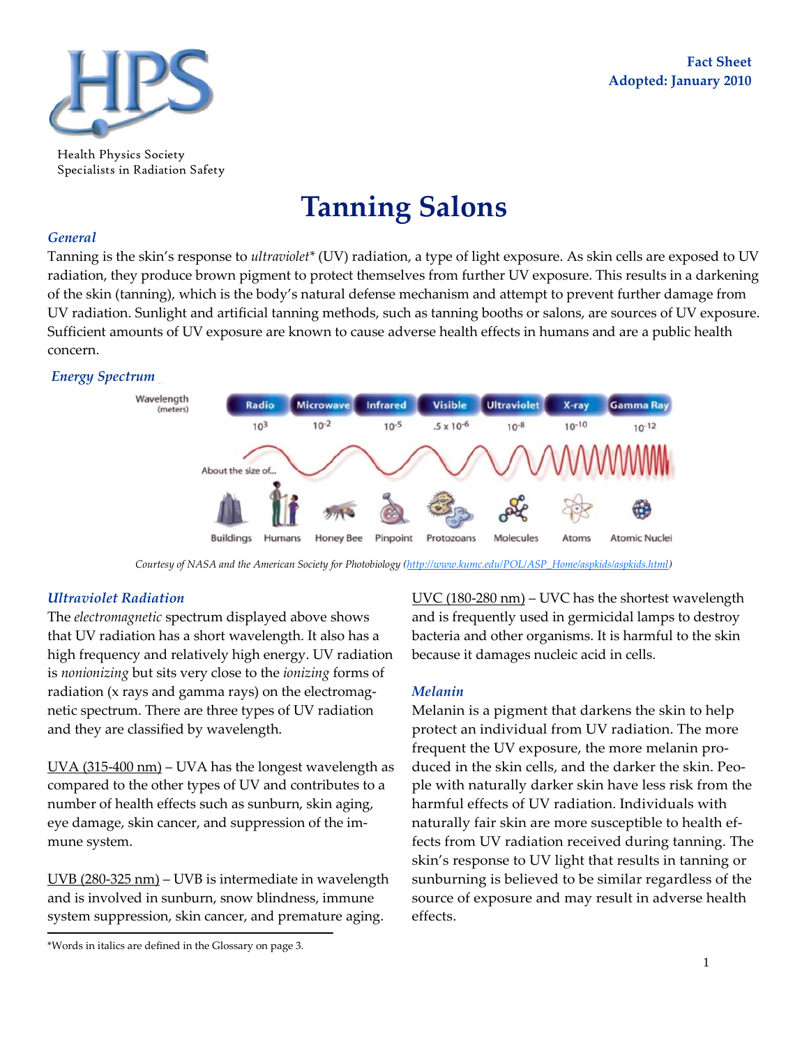Health Physics Society
Specialists in Radiation Safety

**Fact Sheet**
**Adopted: January 2010**

# Tanning Salons

## *General*

Tanning is the skin's response to *ultraviolet** (UV) radiation, a type of light exposure. As skin cells are exposed to UV radiation, they produce brown pigment to protect themselves from further UV exposure. This results in a darkening of the skin (tanning), which is the body's natural defense mechanism and attempt to prevent further damage from UV radiation. Sunlight and artificial tanning methods, such as tanning booths or salons, are sources of UV exposure. Sufficient amounts of UV exposure are known to cause adverse health effects in humans and are a public health concern.

## *Energy Spectrum*

| Wavelength (meters) | Radio | Microwave | Infrared | Visible | Ultraviolet | X-ray | Gamma Ray |
|---|---|---|---|---|---|---|---|
| | $10^{3}$ | $10^{-2}$ | $10^{-5}$ | $.5 \times 10^{-6}$ | $10^{-8}$ | $10^{-10}$ | $10^{-12}$ |
| About the size of... | Buildings | Humans | Honey Bee | Pinpoint | Protozoans | Molecules | Atoms | Atomic Nuclei |

*Courtesy of NASA and the American Society for Photobiology (http://www.kumc.edu/POL/ASP_Home/aspkids/aspkids.html)*

## *Ultraviolet Radiation*

The *electromagnetic* spectrum displayed above shows that UV radiation has a short wavelength. It also has a high frequency and relatively high energy. UV radiation is *nonionizing* but sits very close to the *ionizing* forms of radiation (x rays and gamma rays) on the electromagnetic spectrum. There are three types of UV radiation and they are classified by wavelength.

UVA (315-400 nm) – UVA has the longest wavelength as compared to the other types of UV and contributes to a number of health effects such as sunburn, skin aging, eye damage, skin cancer, and suppression of the immune system.

UVB (280-325 nm) – UVB is intermediate in wavelength and is involved in sunburn, snow blindness, immune system suppression, skin cancer, and premature aging.

UVC (180-280 nm) – UVC has the shortest wavelength and is frequently used in germicidal lamps to destroy bacteria and other organisms. It is harmful to the skin because it damages nucleic acid in cells.

## *Melanin*

Melanin is a pigment that darkens the skin to help protect an individual from UV radiation. The more frequent the UV exposure, the more melanin produced in the skin cells, and the darker the skin. People with naturally darker skin have less risk from the harmful effects of UV radiation. Individuals with naturally fair skin are more susceptible to health effects from UV radiation received during tanning. The skin's response to UV light that results in tanning or sunburning is believed to be similar regardless of the source of exposure and may result in adverse health effects.

---

*Words in italics are defined in the Glossary on page 3.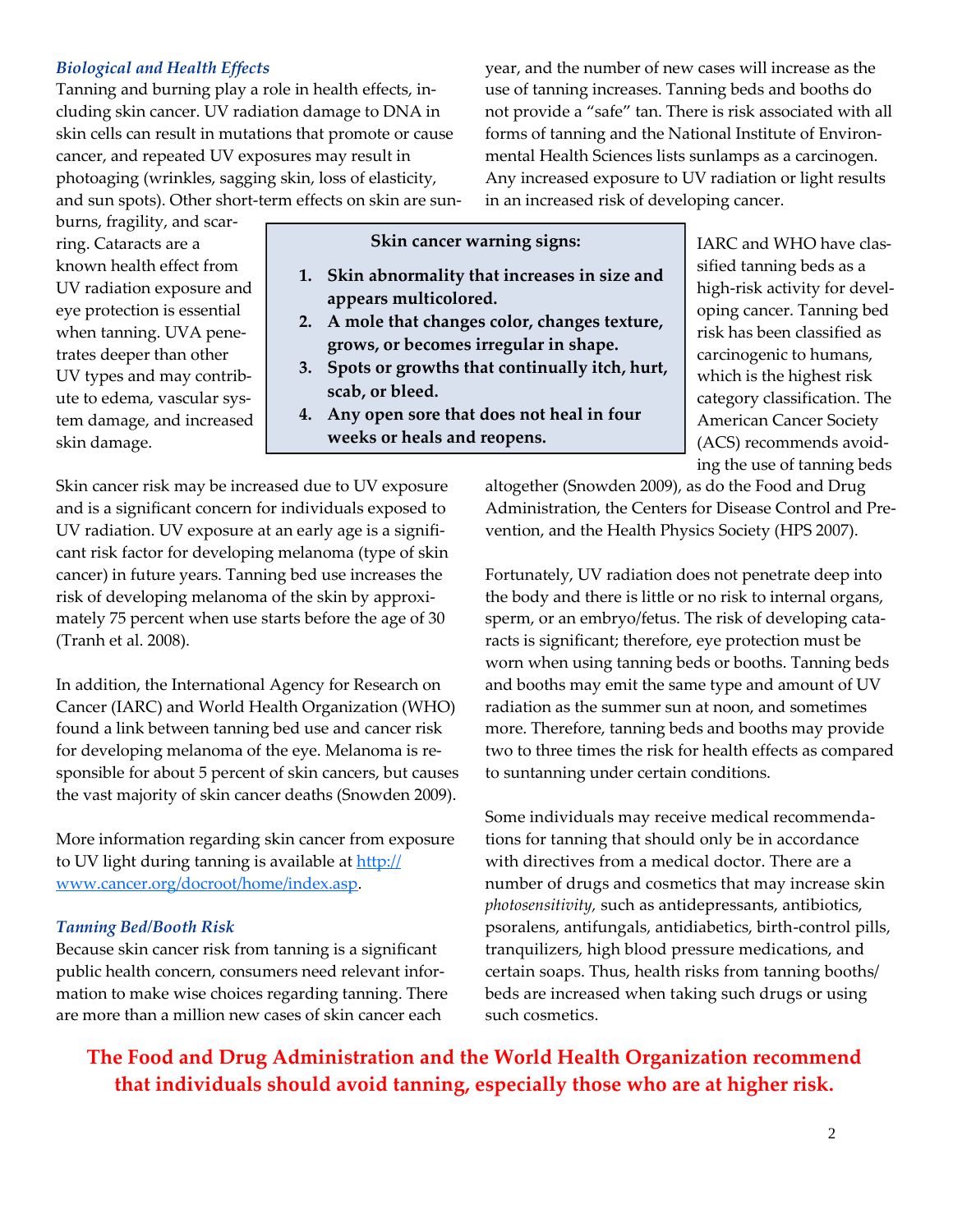### *Biological and Health Effects*

Tanning and burning play a role in health effects, including skin cancer. UV radiation damage to DNA in skin cells can result in mutations that promote or cause cancer, and repeated UV exposures may result in photoaging (wrinkles, sagging skin, loss of elasticity, and sun spots). Other short-term effects on skin are sunburns, fragility, and scarring. Cataracts are a known health effect from UV radiation exposure and eye protection is essential when tanning. UVA penetrates deeper than other UV types and may contribute to edema, vascular system damage, and increased skin damage.

> **Skin cancer warning signs:**
>
> 1. **Skin abnormality that increases in size and appears multicolored.**
> 2. **A mole that changes color, changes texture, grows, or becomes irregular in shape.**
> 3. **Spots or growths that continually itch, hurt, scab, or bleed.**
> 4. **Any open sore that does not heal in four weeks or heals and reopens.**

Skin cancer risk may be increased due to UV exposure and is a significant concern for individuals exposed to UV radiation. UV exposure at an early age is a significant risk factor for developing melanoma (type of skin cancer) in future years. Tanning bed use increases the risk of developing melanoma of the skin by approximately 75 percent when use starts before the age of 30 (Tranh et al. 2008).

In addition, the International Agency for Research on Cancer (IARC) and World Health Organization (WHO) found a link between tanning bed use and cancer risk for developing melanoma of the eye. Melanoma is responsible for about 5 percent of skin cancers, but causes the vast majority of skin cancer deaths (Snowden 2009).

More information regarding skin cancer from exposure to UV light during tanning is available at [http://www.cancer.org/docroot/home/index.asp](http://www.cancer.org/docroot/home/index.asp).

### *Tanning Bed/Booth Risk*

Because skin cancer risk from tanning is a significant public health concern, consumers need relevant information to make wise choices regarding tanning. There are more than a million new cases of skin cancer each year, and the number of new cases will increase as the use of tanning increases. Tanning beds and booths do not provide a "safe" tan. There is risk associated with all forms of tanning and the National Institute of Environmental Health Sciences lists sunlamps as a carcinogen. Any increased exposure to UV radiation or light results in an increased risk of developing cancer.

IARC and WHO have classified tanning beds as a high-risk activity for developing cancer. Tanning bed risk has been classified as carcinogenic to humans, which is the highest risk category classification. The American Cancer Society (ACS) recommends avoiding the use of tanning beds altogether (Snowden 2009), as do the Food and Drug Administration, the Centers for Disease Control and Prevention, and the Health Physics Society (HPS 2007).

Fortunately, UV radiation does not penetrate deep into the body and there is little or no risk to internal organs, sperm, or an embryo/fetus. The risk of developing cataracts is significant; therefore, eye protection must be worn when using tanning beds or booths. Tanning beds and booths may emit the same type and amount of UV radiation as the summer sun at noon, and sometimes more. Therefore, tanning beds and booths may provide two to three times the risk for health effects as compared to suntanning under certain conditions.

Some individuals may receive medical recommendations for tanning that should only be in accordance with directives from a medical doctor. There are a number of drugs and cosmetics that may increase skin *photosensitivity,* such as antidepressants, antibiotics, psoralens, antifungals, antidiabetics, birth-control pills, tranquilizers, high blood pressure medications, and certain soaps. Thus, health risks from tanning booths/beds are increased when taking such drugs or using such cosmetics.

**The Food and Drug Administration and the World Health Organization recommend that individuals should avoid tanning, especially those who are at higher risk.**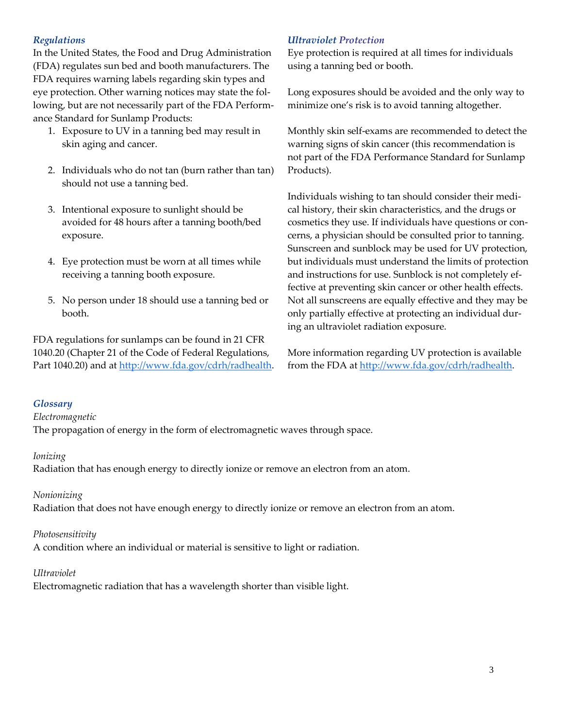### *Regulations*

In the United States, the Food and Drug Administration (FDA) regulates sun bed and booth manufacturers. The FDA requires warning labels regarding skin types and eye protection. Other warning notices may state the following, but are not necessarily part of the FDA Performance Standard for Sunlamp Products:

1. Exposure to UV in a tanning bed may result in skin aging and cancer.

2. Individuals who do not tan (burn rather than tan) should not use a tanning bed.

3. Intentional exposure to sunlight should be avoided for 48 hours after a tanning booth/bed exposure.

4. Eye protection must be worn at all times while receiving a tanning booth exposure.

5. No person under 18 should use a tanning bed or booth.

FDA regulations for sunlamps can be found in 21 CFR 1040.20 (Chapter 21 of the Code of Federal Regulations, Part 1040.20) and at [http://www.fda.gov/cdrh/radhealth](http://www.fda.gov/cdrh/radhealth).

### *Ultraviolet Protection*

Eye protection is required at all times for individuals using a tanning bed or booth.

Long exposures should be avoided and the only way to minimize one's risk is to avoid tanning altogether.

Monthly skin self-exams are recommended to detect the warning signs of skin cancer (this recommendation is not part of the FDA Performance Standard for Sunlamp Products).

Individuals wishing to tan should consider their medical history, their skin characteristics, and the drugs or cosmetics they use. If individuals have questions or concerns, a physician should be consulted prior to tanning. Sunscreen and sunblock may be used for UV protection, but individuals must understand the limits of protection and instructions for use. Sunblock is not completely effective at preventing skin cancer or other health effects. Not all sunscreens are equally effective and they may be only partially effective at protecting an individual during an ultraviolet radiation exposure.

More information regarding UV protection is available from the FDA at [http://www.fda.gov/cdrh/radhealth](http://www.fda.gov/cdrh/radhealth).

### *Glossary*

*Electromagnetic*
The propagation of energy in the form of electromagnetic waves through space.

*Ionizing*
Radiation that has enough energy to directly ionize or remove an electron from an atom.

*Nonionizing*
Radiation that does not have enough energy to directly ionize or remove an electron from an atom.

*Photosensitivity*
A condition where an individual or material is sensitive to light or radiation.

*Ultraviolet*
Electromagnetic radiation that has a wavelength shorter than visible light.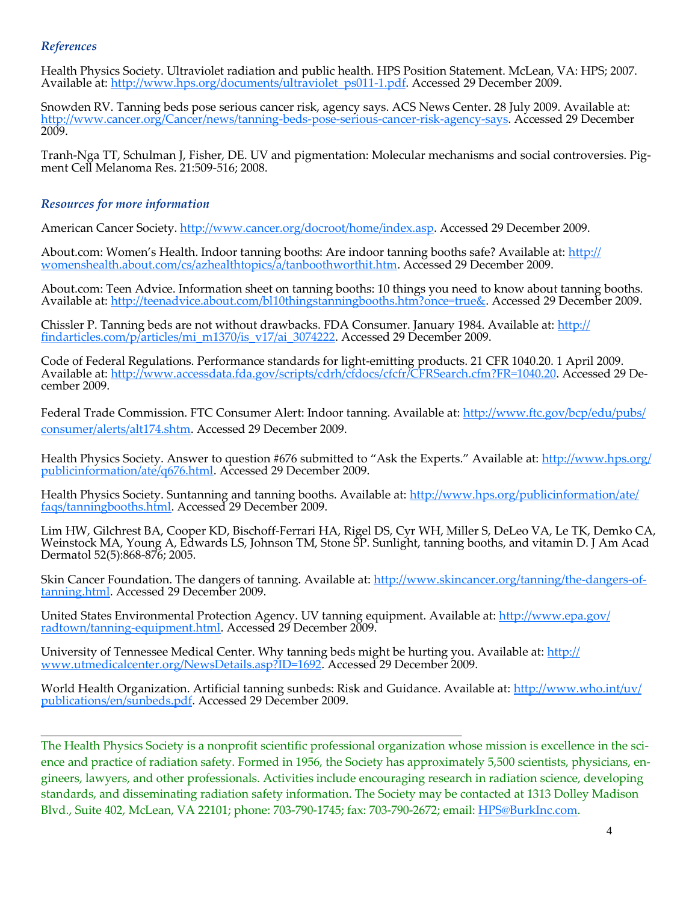### *References*

Health Physics Society. Ultraviolet radiation and public health. HPS Position Statement. McLean, VA: HPS; 2007. Available at: http://www.hps.org/documents/ultraviolet_ps011-1.pdf. Accessed 29 December 2009.

Snowden RV. Tanning beds pose serious cancer risk, agency says. ACS News Center. 28 July 2009. Available at: http://www.cancer.org/Cancer/news/tanning-beds-pose-serious-cancer-risk-agency-says. Accessed 29 December 2009.

Tranh-Nga TT, Schulman J, Fisher, DE. UV and pigmentation: Molecular mechanisms and social controversies. Pigment Cell Melanoma Res. 21:509-516; 2008.

### *Resources for more information*

American Cancer Society. http://www.cancer.org/docroot/home/index.asp. Accessed 29 December 2009.

About.com: Women's Health. Indoor tanning booths: Are indoor tanning booths safe? Available at: http://womenshealth.about.com/cs/azhealthtopics/a/tanboothworthit.htm. Accessed 29 December 2009.

About.com: Teen Advice. Information sheet on tanning booths: 10 things you need to know about tanning booths. Available at: http://teenadvice.about.com/bl10thingstanningbooths.htm?once=true&. Accessed 29 December 2009.

Chissler P. Tanning beds are not without drawbacks. FDA Consumer. January 1984. Available at: http://findarticles.com/p/articles/mi_m1370/is_v17/ai_3074222. Accessed 29 December 2009.

Code of Federal Regulations. Performance standards for light-emitting products. 21 CFR 1040.20. 1 April 2009. Available at: http://www.accessdata.fda.gov/scripts/cdrh/cfdocs/cfcfr/CFRSearch.cfm?FR=1040.20. Accessed 29 December 2009.

Federal Trade Commission. FTC Consumer Alert: Indoor tanning. Available at: http://www.ftc.gov/bcp/edu/pubs/consumer/alerts/alt174.shtm. Accessed 29 December 2009.

Health Physics Society. Answer to question #676 submitted to "Ask the Experts." Available at: http://www.hps.org/publicinformation/ate/q676.html. Accessed 29 December 2009.

Health Physics Society. Suntanning and tanning booths. Available at: http://www.hps.org/publicinformation/ate/faqs/tanningbooths.html. Accessed 29 December 2009.

Lim HW, Gilchrest BA, Cooper KD, Bischoff-Ferrari HA, Rigel DS, Cyr WH, Miller S, DeLeo VA, Le TK, Demko CA, Weinstock MA, Young A, Edwards LS, Johnson TM, Stone SP. Sunlight, tanning booths, and vitamin D. J Am Acad Dermatol 52(5):868-876; 2005.

Skin Cancer Foundation. The dangers of tanning. Available at: http://www.skincancer.org/tanning/the-dangers-of-tanning.html. Accessed 29 December 2009.

United States Environmental Protection Agency. UV tanning equipment. Available at: http://www.epa.gov/radtown/tanning-equipment.html. Accessed 29 December 2009.

University of Tennessee Medical Center. Why tanning beds might be hurting you. Available at: http://www.utmedicalcenter.org/NewsDetails.asp?ID=1692. Accessed 29 December 2009.

World Health Organization. Artificial tanning sunbeds: Risk and Guidance. Available at: http://www.who.int/uv/publications/en/sunbeds.pdf. Accessed 29 December 2009.

---

The Health Physics Society is a nonprofit scientific professional organization whose mission is excellence in the science and practice of radiation safety. Formed in 1956, the Society has approximately 5,500 scientists, physicians, engineers, lawyers, and other professionals. Activities include encouraging research in radiation science, developing standards, and disseminating radiation safety information. The Society may be contacted at 1313 Dolley Madison Blvd., Suite 402, McLean, VA 22101; phone: 703-790-1745; fax: 703-790-2672; email: HPS@BurkInc.com.